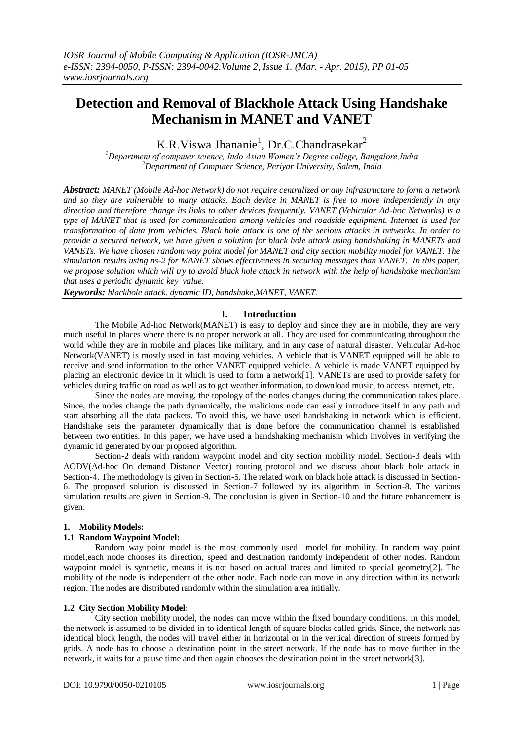# Detection and Removal of Blackhole Attack Using Handshake Mechanism in MANET and VANET

K.R.Viswa Jhananie[1], Dr.C.Chandrasekar[2]

[1]*Department of computer science, Indo Asian Women's Degree college, Bangalore,India*
[2]*Department of Computer Science, Periyar University, Salem, India*

***Abstract:*** *MANET (Mobile Ad-hoc Network) do not require centralized or any infrastructure to form a network and so they are vulnerable to many attacks. Each device in MANET is free to move independently in any direction and therefore change its links to other devices frequently. VANET (Vehicular Ad-hoc Networks) is a type of MANET that is used for communication among vehicles and roadside equipment. Internet is used for transformation of data from vehicles. Black hole attack is one of the serious attacks in networks. In order to provide a secured network, we have given a solution for black hole attack using handshaking in MANETs and VANETs. We have chosen random way point model for MANET and city section mobility model for VANET. The simulation results using ns-2 for MANET shows effectiveness in securing messages than VANET. In this paper, we propose solution which will try to avoid black hole attack in network with the help of handshake mechanism that uses a periodic dynamic key value.*

***Keywords:*** *blackhole attack, dynamic ID, handshake,MANET, VANET.*

## I. Introduction

The Mobile Ad-hoc Network(MANET) is easy to deploy and since they are in mobile, they are very much useful in places where there is no proper network at all. They are used for communicating throughout the world while they are in mobile and places like military, and in any case of natural disaster. Vehicular Ad-hoc Network(VANET) is mostly used in fast moving vehicles. A vehicle that is VANET equipped will be able to receive and send information to the other VANET equipped vehicle. A vehicle is made VANET equipped by placing an electronic device in it which is used to form a network[1]. VANETs are used to provide safety for vehicles during traffic on road as well as to get weather information, to download music, to access internet, etc.

Since the nodes are moving, the topology of the nodes changes during the communication takes place. Since, the nodes change the path dynamically, the malicious node can easily introduce itself in any path and start absorbing all the data packets. To avoid this, we have used handshaking in network which is efficient. Handshake sets the parameter dynamically that is done before the communication channel is established between two entities. In this paper, we have used a handshaking mechanism which involves in verifying the dynamic id generated by our proposed algorithm.

Section-2 deals with random waypoint model and city section mobility model. Section-3 deals with AODV(Ad-hoc On demand Distance Vector) routing protocol and we discuss about black hole attack in Section-4. The methodology is given in Section-5. The related work on black hole attack is discussed in Section-6. The proposed solution is discussed in Section-7 followed by its algorithm in Section-8. The various simulation results are given in Section-9. The conclusion is given in Section-10 and the future enhancement is given.

### 1. Mobility Models:

#### 1.1 Random Waypoint Model:

Random way point model is the most commonly used model for mobility. In random way point model,each node chooses its direction, speed and destination randomly independent of other nodes. Random waypoint model is synthetic, means it is not based on actual traces and limited to special geometry[2]. The mobility of the node is independent of the other node. Each node can move in any direction within its network region. The nodes are distributed randomly within the simulation area initially.

#### 1.2 City Section Mobility Model:

City section mobility model, the nodes can move within the fixed boundary conditions. In this model, the network is assumed to be divided in to identical length of square blocks called grids. Since, the network has identical block length, the nodes will travel either in horizontal or in the vertical direction of streets formed by grids. A node has to choose a destination point in the street network. If the node has to move further in the network, it waits for a pause time and then again chooses the destination point in the street network[3].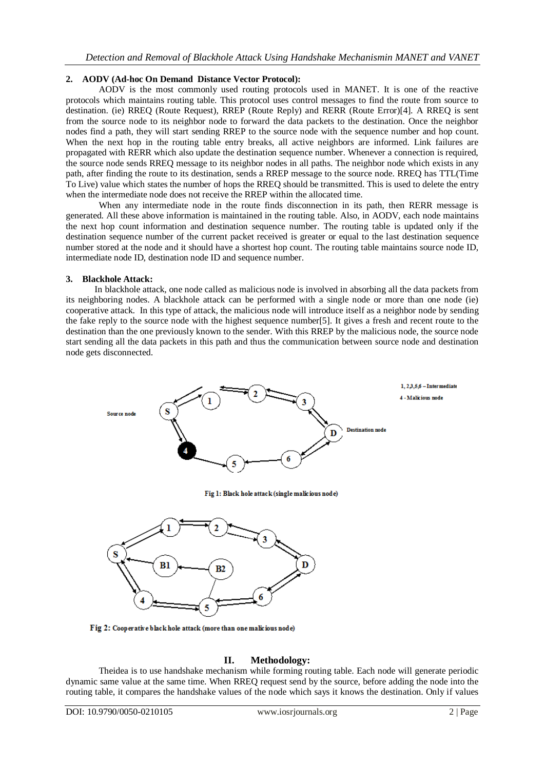## 2. AODV (Ad-hoc On Demand Distance Vector Protocol):

AODV is the most commonly used routing protocols used in MANET. It is one of the reactive protocols which maintains routing table. This protocol uses control messages to find the route from source to destination. (ie) RREQ (Route Request), RREP (Route Reply) and RERR (Route Error)[4]. A RREQ is sent from the source node to its neighbor node to forward the data packets to the destination. Once the neighbor nodes find a path, they will start sending RREP to the source node with the sequence number and hop count. When the next hop in the routing table entry breaks, all active neighbors are informed. Link failures are propagated with RERR which also update the destination sequence number. Whenever a connection is required, the source node sends RREQ message to its neighbor nodes in all paths. The neighbor node which exists in any path, after finding the route to its destination, sends a RREP message to the source node. RREQ has TTL(Time To Live) value which states the number of hops the RREQ should be transmitted. This is used to delete the entry when the intermediate node does not receive the RREP within the allocated time.

When any intermediate node in the route finds disconnection in its path, then RERR message is generated. All these above information is maintained in the routing table. Also, in AODV, each node maintains the next hop count information and destination sequence number. The routing table is updated only if the destination sequence number of the current packet received is greater or equal to the last destination sequence number stored at the node and it should have a shortest hop count. The routing table maintains source node ID, intermediate node ID, destination node ID and sequence number.

## 3. Blackhole Attack:

In blackhole attack, one node called as malicious node is involved in absorbing all the data packets from its neighboring nodes. A blackhole attack can be performed with a single node or more than one node (ie) cooperative attack. In this type of attack, the malicious node will introduce itself as a neighbor node by sending the fake reply to the source node with the highest sequence number[5]. It gives a fresh and recent route to the destination than the one previously known to the sender. With this RREP by the malicious node, the source node start sending all the data packets in this path and thus the communication between source node and destination node gets disconnected.

Fig 1: Black hole attack (single malicious node)

Fig 2: Cooperative black hole attack (more than one malicious node)

# II. Methodology:

Theidea is to use handshake mechanism while forming routing table. Each node will generate periodic dynamic same value at the same time. When RREQ request send by the source, before adding the node into the routing table, it compares the handshake values of the node which says it knows the destination. Only if values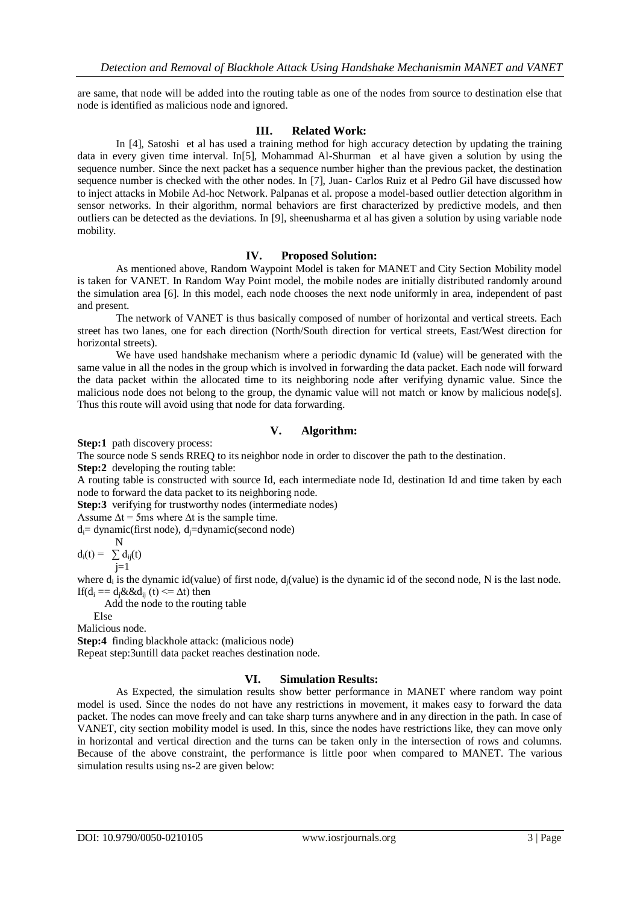are same, that node will be added into the routing table as one of the nodes from source to destination else that node is identified as malicious node and ignored.

## III. Related Work:

In [4], Satoshi et al has used a training method for high accuracy detection by updating the training data in every given time interval. In[5], Mohammad Al-Shurman et al have given a solution by using the sequence number. Since the next packet has a sequence number higher than the previous packet, the destination sequence number is checked with the other nodes. In [7], Juan- Carlos Ruiz et al Pedro Gil have discussed how to inject attacks in Mobile Ad-hoc Network. Palpanas et al. propose a model-based outlier detection algorithm in sensor networks. In their algorithm, normal behaviors are first characterized by predictive models, and then outliers can be detected as the deviations. In [9], sheenusharma et al has given a solution by using variable node mobility.

## IV. Proposed Solution:

As mentioned above, Random Waypoint Model is taken for MANET and City Section Mobility model is taken for VANET. In Random Way Point model, the mobile nodes are initially distributed randomly around the simulation area [6]. In this model, each node chooses the next node uniformly in area, independent of past and present.

The network of VANET is thus basically composed of number of horizontal and vertical streets. Each street has two lanes, one for each direction (North/South direction for vertical streets, East/West direction for horizontal streets).

We have used handshake mechanism where a periodic dynamic Id (value) will be generated with the same value in all the nodes in the group which is involved in forwarding the data packet. Each node will forward the data packet within the allocated time to its neighboring node after verifying dynamic value. Since the malicious node does not belong to the group, the dynamic value will not match or know by malicious node[s]. Thus this route will avoid using that node for data forwarding.

## V. Algorithm:

**Step:1** path discovery process:

The source node S sends RREQ to its neighbor node in order to discover the path to the destination.

**Step:2** developing the routing table:

A routing table is constructed with source Id, each intermediate node Id, destination Id and time taken by each node to forward the data packet to its neighboring node.

**Step:3** verifying for trustworthy nodes (intermediate nodes)

Assume $\Delta t = 5ms$ where $\Delta t$ is the sample time.

$d_i$= dynamic(first node), $d_j$=dynamic(second node)

$$d_i(t) = \sum_{j=1}^{N} d_{ij}(t)$$

where $d_i$ is the dynamic id(value) of first node, $d_j$(value) is the dynamic id of the second node, N is the last node.

If($d_i == d_j$ && $d_{ij}(t) <= \Delta t$) then

Add the node to the routing table

Else

Malicious node.

**Step:4** finding blackhole attack: (malicious node)

Repeat step:3untill data packet reaches destination node.

## VI. Simulation Results:

As Expected, the simulation results show better performance in MANET where random way point model is used. Since the nodes do not have any restrictions in movement, it makes easy to forward the data packet. The nodes can move freely and can take sharp turns anywhere and in any direction in the path. In case of VANET, city section mobility model is used. In this, since the nodes have restrictions like, they can move only in horizontal and vertical direction and the turns can be taken only in the intersection of rows and columns. Because of the above constraint, the performance is little poor when compared to MANET. The various simulation results using ns-2 are given below: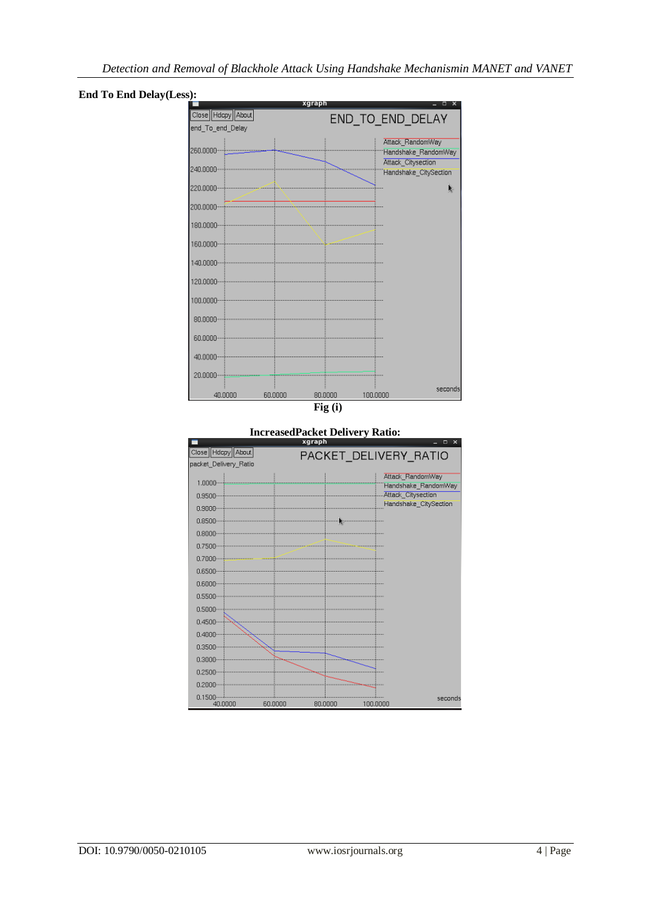**End To End Delay(Less):**

Fig (i)

**IncreasedPacket Delivery Ratio:**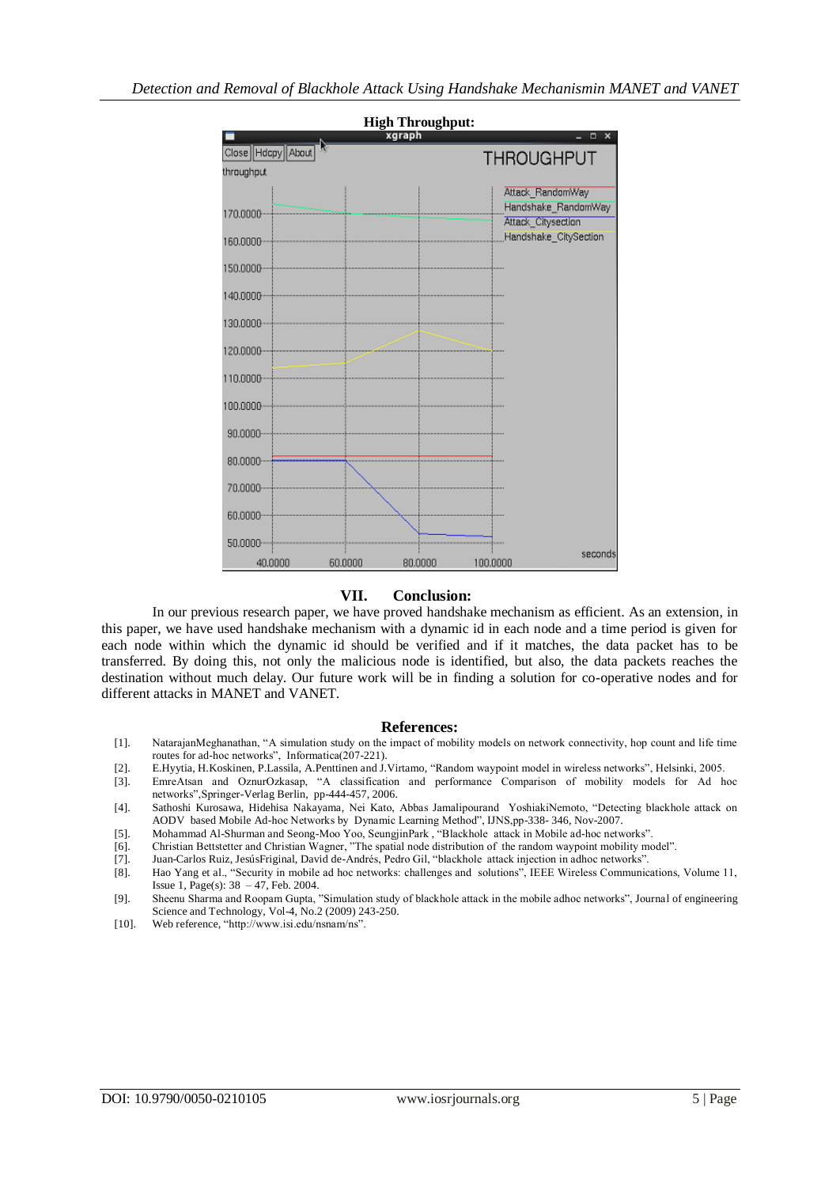**High Throughput:**

xgraph

Close Hdcpy About

THROUGHPUT

throughput

Attack_RandomWay
Handshake_RandomWay
Attack_Citysection
Handshake_CitySection

170.0000
160.0000
150.0000
140.0000
130.0000
120.0000
110.0000
100.0000
90.0000
80.0000
70.0000
60.0000
50.0000

40.0000 60.0000 80.0000 100.0000

seconds

## VII. Conclusion:

In our previous research paper, we have proved handshake mechanism as efficient. As an extension, in this paper, we have used handshake mechanism with a dynamic id in each node and a time period is given for each node within which the dynamic id should be verified and if it matches, the data packet has to be transferred. By doing this, not only the malicious node is identified, but also, the data packets reaches the destination without much delay. Our future work will be in finding a solution for co-operative nodes and for different attacks in MANET and VANET.

## References:

[1]. NatarajanMeghanathan, "A simulation study on the impact of mobility models on network connectivity, hop count and life time routes for ad-hoc networks", Informatica(207-221).

[2]. E.Hyytia, H.Koskinen, P.Lassila, A.Penttinen and J.Virtamo, "Random waypoint model in wireless networks", Helsinki, 2005.

[3]. EmreAtsan and OznurOzkasap, "A classification and performance Comparison of mobility models for Ad hoc networks",Springer-Verlag Berlin, pp-444-457, 2006.

[4]. Sathoshi Kurosawa, Hidehisa Nakayama, Nei Kato, Abbas Jamalipourand YoshiakiNemoto, "Detecting blackhole attack on AODV based Mobile Ad-hoc Networks by Dynamic Learning Method", IJNS,pp-338- 346, Nov-2007.

[5]. Mohammad Al-Shurman and Seong-Moo Yoo, SeungjinPark , "Blackhole attack in Mobile ad-hoc networks".

[6]. Christian Bettstetter and Christian Wagner, "The spatial node distribution of the random waypoint mobility model".

[7]. Juan-Carlos Ruiz, JesúsFriginal, David de-Andrés, Pedro Gil, "blackhole attack injection in adhoc networks".

[8]. Hao Yang et al., "Security in mobile ad hoc networks: challenges and solutions", IEEE Wireless Communications, Volume 11, Issue 1, Page(s): 38 – 47, Feb. 2004.

[9]. Sheenu Sharma and Roopam Gupta, "Simulation study of blackhole attack in the mobile adhoc networks", Journal of engineering Science and Technology, Vol-4, No.2 (2009) 243-250.

[10]. Web reference, "http://www.isi.edu/nsnam/ns".